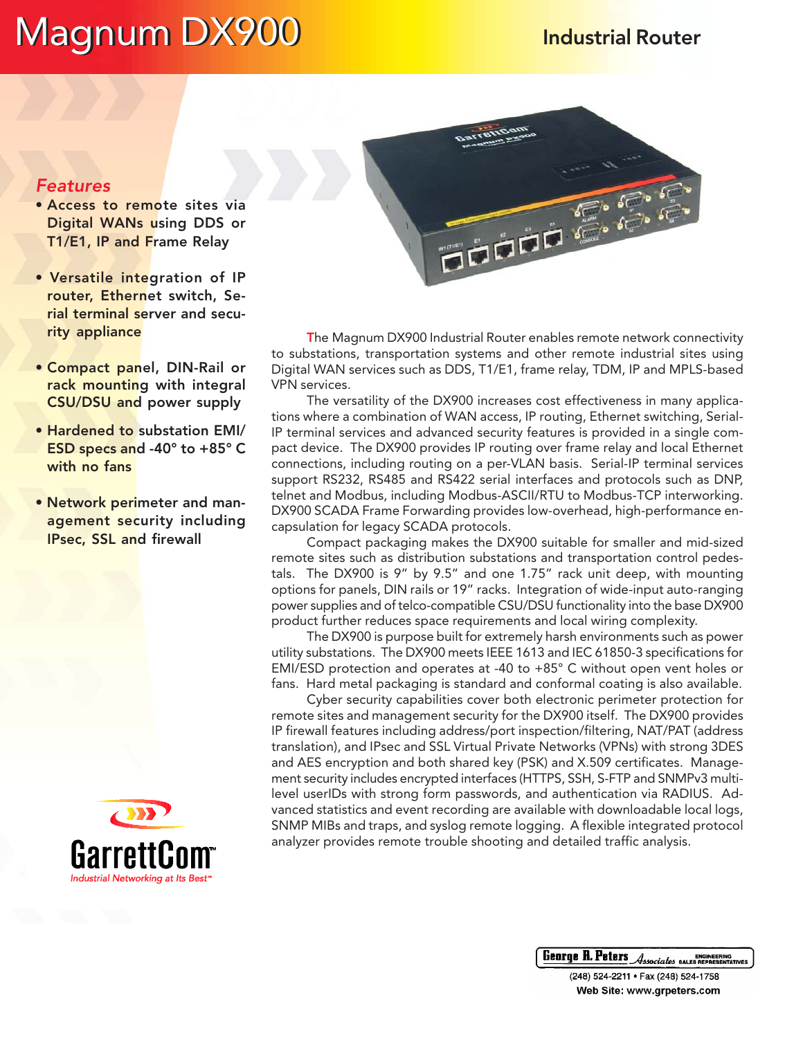# Magnum DX900

## Industrial Router

### *Features*

- Access to remote sites via Digital WANs using DDS or T1/E1, IP and Frame Relay
- Versatile integration of IP router, Ethernet switch, Serial terminal server and security appliance
- Compact panel, DIN-Rail or rack mounting with integral CSU/DSU and power supply
- Hardened to substation EMI/ESD specs and -40° to +85° C with no fans
- Network perimeter and management security including IPsec, SSL and firewall

The Magnum DX900 Industrial Router enables remote network connectivity to substations, transportation systems and other remote industrial sites using Digital WAN services such as DDS, T1/E1, frame relay, TDM, IP and MPLS-based VPN services.

The versatility of the DX900 increases cost effectiveness in many applications where a combination of WAN access, IP routing, Ethernet switching, Serial-IP terminal services and advanced security features is provided in a single compact device. The DX900 provides IP routing over frame relay and local Ethernet connections, including routing on a per-VLAN basis. Serial-IP terminal services support RS232, RS485 and RS422 serial interfaces and protocols such as DNP, telnet and Modbus, including Modbus-ASCII/RTU to Modbus-TCP interworking. DX900 SCADA Frame Forwarding provides low-overhead, high-performance encapsulation for legacy SCADA protocols.

Compact packaging makes the DX900 suitable for smaller and mid-sized remote sites such as distribution substations and transportation control pedestals. The DX900 is 9" by 9.5" and one 1.75" rack unit deep, with mounting options for panels, DIN rails or 19" racks. Integration of wide-input auto-ranging power supplies and of telco-compatible CSU/DSU functionality into the base DX900 product further reduces space requirements and local wiring complexity.

The DX900 is purpose built for extremely harsh environments such as power utility substations. The DX900 meets IEEE 1613 and IEC 61850-3 specifications for EMI/ESD protection and operates at -40 to +85° C without open vent holes or fans. Hard metal packaging is standard and conformal coating is also available.

Cyber security capabilities cover both electronic perimeter protection for remote sites and management security for the DX900 itself. The DX900 provides IP firewall features including address/port inspection/filtering, NAT/PAT (address translation), and IPsec and SSL Virtual Private Networks (VPNs) with strong 3DES and AES encryption and both shared key (PSK) and X.509 certificates. Management security includes encrypted interfaces (HTTPS, SSH, S-FTP and SNMPv3 multi-level userIDs with strong form passwords, and authentication via RADIUS. Advanced statistics and event recording are available with downloadable local logs, SNMP MIBs and traps, and syslog remote logging. A flexible integrated protocol analyzer provides remote trouble shooting and detailed traffic analysis.

GarrettCom™
*Industrial Networking at Its Best*™

George R. Peters Associates — Engineering Sales Representatives
(248) 524-2211 • Fax (248) 524-1758
Web Site: www.grpeters.com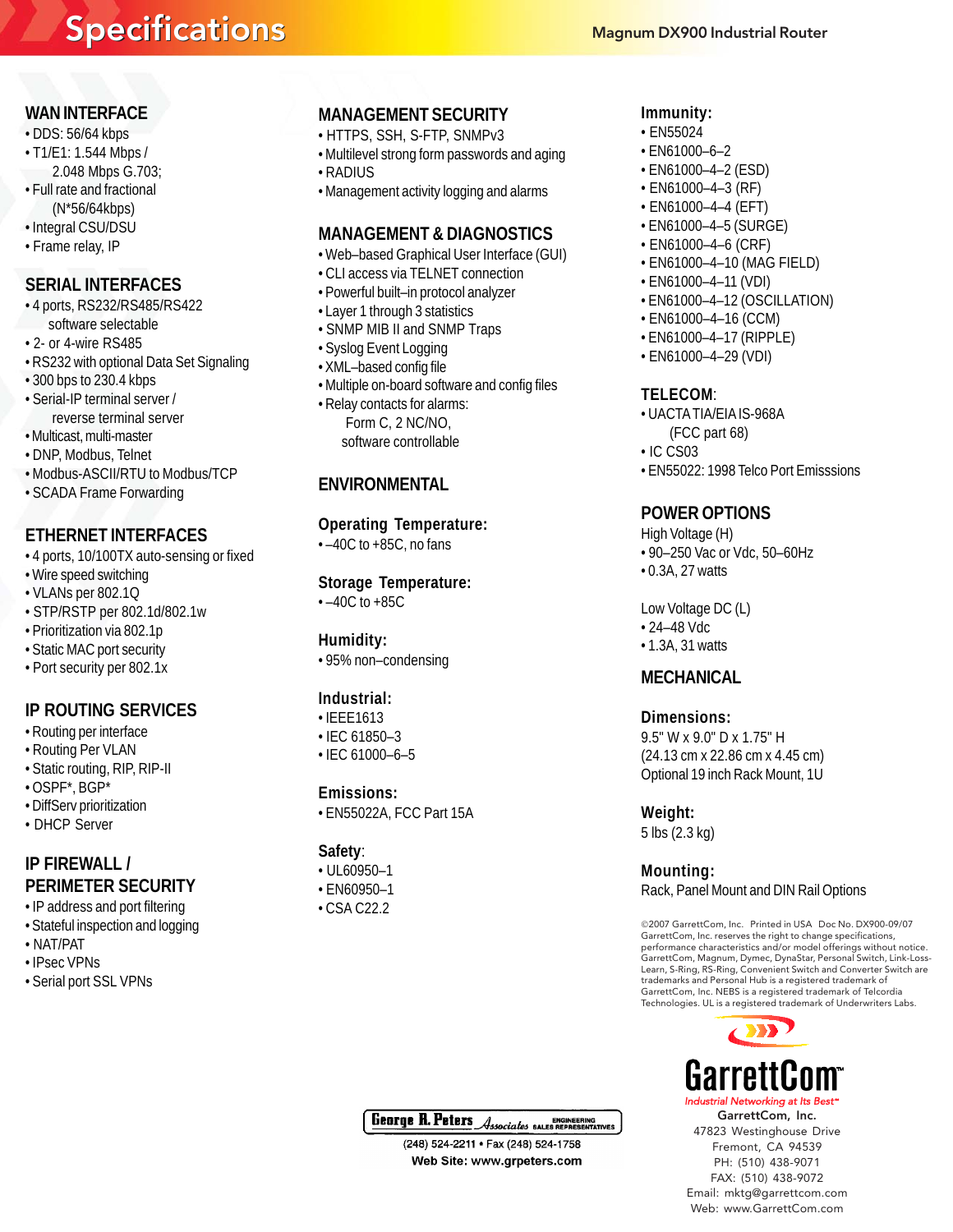# Specifications

Magnum DX900 Industrial Router

## WAN INTERFACE

- DDS: 56/64 kbps
- T1/E1: 1.544 Mbps / 2.048 Mbps G.703;
- Full rate and fractional (N*56/64kbps)
- Integral CSU/DSU
- Frame relay, IP

## SERIAL INTERFACES

- 4 ports, RS232/RS485/RS422 software selectable
- 2- or 4-wire RS485
- RS232 with optional Data Set Signaling
- 300 bps to 230.4 kbps
- Serial-IP terminal server / reverse terminal server
- Multicast, multi-master
- DNP, Modbus, Telnet
- Modbus-ASCII/RTU to Modbus/TCP
- SCADA Frame Forwarding

## ETHERNET INTERFACES

- 4 ports, 10/100TX auto-sensing or fixed
- Wire speed switching
- VLANs per 802.1Q
- STP/RSTP per 802.1d/802.1w
- Prioritization via 802.1p
- Static MAC port security
- Port security per 802.1x

## IP ROUTING SERVICES

- Routing per interface
- Routing Per VLAN
- Static routing, RIP, RIP-II
- OSPF*, BGP*
- DiffServ prioritization
- DHCP Server

## IP FIREWALL / PERIMETER SECURITY

- IP address and port filtering
- Stateful inspection and logging
- NAT/PAT
- IPsec VPNs
- Serial port SSL VPNs

## MANAGEMENT SECURITY

- HTTPS, SSH, S-FTP, SNMPv3
- Multilevel strong form passwords and aging
- RADIUS
- Management activity logging and alarms

## MANAGEMENT & DIAGNOSTICS

- Web–based Graphical User Interface (GUI)
- CLI access via TELNET connection
- Powerful built–in protocol analyzer
- Layer 1 through 3 statistics
- SNMP MIB II and SNMP Traps
- Syslog Event Logging
- XML–based config file
- Multiple on-board software and config files
- Relay contacts for alarms: Form C, 2 NC/NO, software controllable

## ENVIRONMENTAL

### Operating Temperature:

- –40C to +85C, no fans

### Storage Temperature:

- –40C to +85C

### Humidity:

- 95% non–condensing

### Industrial:

- IEEE1613
- IEC 61850–3
- IEC 61000–6–5

### Emissions:

- EN55022A, FCC Part 15A

### Safety:

- UL60950–1
- EN60950–1
- CSA C22.2

### Immunity:

- EN55024
- EN61000–6–2
- EN61000–4–2 (ESD)
- EN61000–4–3 (RF)
- EN61000–4–4 (EFT)
- EN61000–4–5 (SURGE)
- EN61000–4–6 (CRF)
- EN61000–4–10 (MAG FIELD)
- EN61000–4–11 (VDI)
- EN61000–4–12 (OSCILLATION)
- EN61000–4–16 (CCM)
- EN61000–4–17 (RIPPLE)
- EN61000–4–29 (VDI)

## TELECOM:

- UACTA TIA/EIA IS-968A (FCC part 68)
- IC CS03
- EN55022: 1998 Telco Port Emisssions

## POWER OPTIONS

High Voltage (H)

- 90–250 Vac or Vdc, 50–60Hz
- 0.3A, 27 watts

Low Voltage DC (L)

- 24–48 Vdc
- 1.3A, 31 watts

## MECHANICAL

### Dimensions:

9.5" W x 9.0" D x 1.75" H
(24.13 cm x 22.86 cm x 4.45 cm)
Optional 19 inch Rack Mount, 1U

### Weight:

5 lbs (2.3 kg)

### Mounting:

Rack, Panel Mount and DIN Rail Options

©2007 GarrettCom, Inc. Printed in USA Doc No. DX900-09/07
GarrettCom, Inc. reserves the right to change specifications, performance characteristics and/or model offerings without notice. GarrettCom, Magnum, Dymec, DynaStar, Personal Switch, Link-Loss-Learn, S-Ring, RS-Ring, Convenient Switch and Converter Switch are trademarks and Personal Hub is a registered trademark of GarrettCom, Inc. NEBS is a registered trademark of Telcordia Technologies. UL is a registered trademark of Underwriters Labs.

George R. Peters Associates ENGINEERING SALES REPRESENTATIVES
(248) 524-2211 • Fax (248) 524-1758
Web Site: www.grpeters.com

GarrettCom
*Industrial Networking at Its Best™*

GarrettCom, Inc.
47823 Westinghouse Drive
Fremont, CA 94539
PH: (510) 438-9071
FAX: (510) 438-9072
Email: mktg@garrettcom.com
Web: www.GarrettCom.com